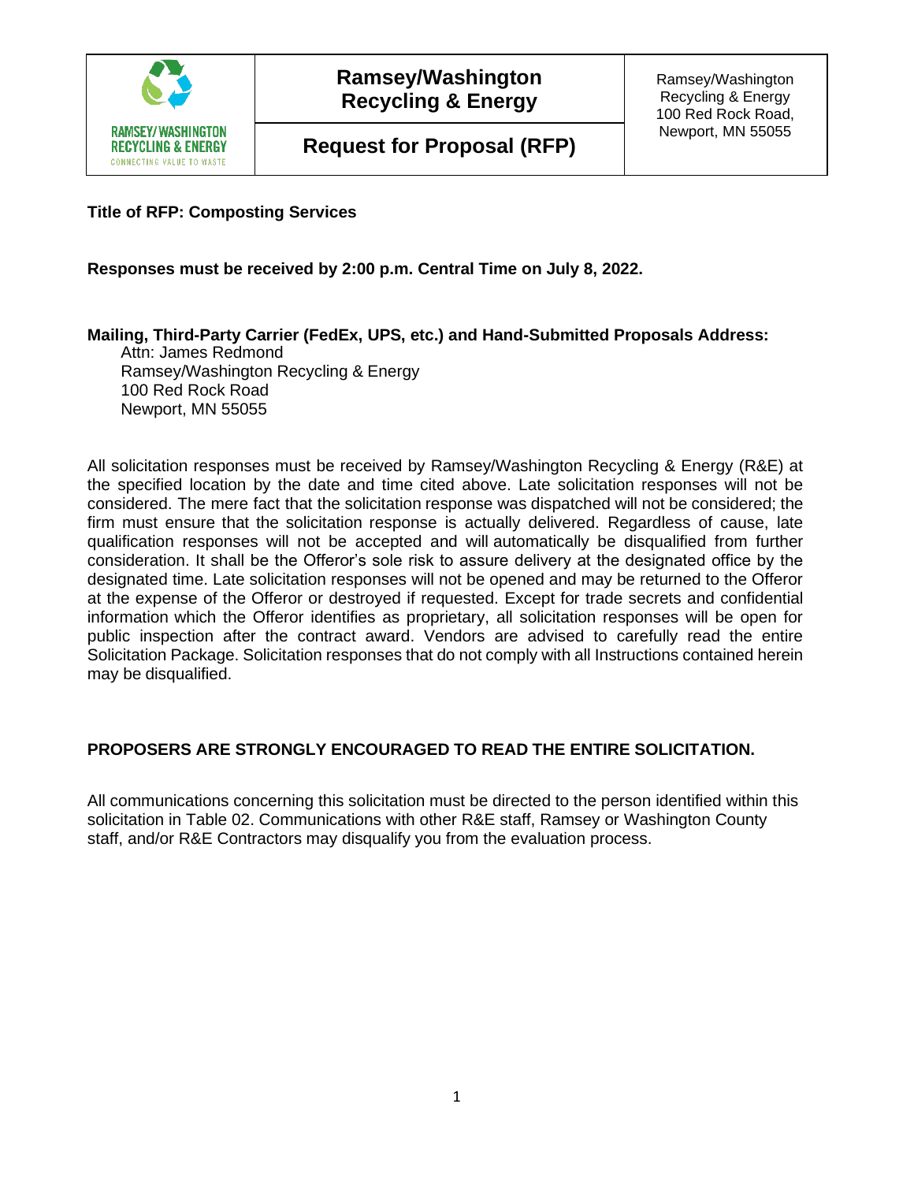| RAMSEY/WASHINGTON RECYCLING & ENERGY CONNECTING VALUE TO WASTE | **Ramsey/Washington Recycling & Energy** | Ramsey/Washington Recycling & Energy 100 Red Rock Road, Newport, MN 55055 |
|---|---|---|
| | **Request for Proposal (RFP)** | |

**Title of RFP: Composting Services**

**Responses must be received by 2:00 p.m. Central Time on July 8, 2022.**

**Mailing, Third-Party Carrier (FedEx, UPS, etc.) and Hand-Submitted Proposals Address:**

Attn: James Redmond
Ramsey/Washington Recycling & Energy
100 Red Rock Road
Newport, MN 55055

All solicitation responses must be received by Ramsey/Washington Recycling & Energy (R&E) at the specified location by the date and time cited above. Late solicitation responses will not be considered. The mere fact that the solicitation response was dispatched will not be considered; the firm must ensure that the solicitation response is actually delivered. Regardless of cause, late qualification responses will not be accepted and will automatically be disqualified from further consideration. It shall be the Offeror's sole risk to assure delivery at the designated office by the designated time. Late solicitation responses will not be opened and may be returned to the Offeror at the expense of the Offeror or destroyed if requested. Except for trade secrets and confidential information which the Offeror identifies as proprietary, all solicitation responses will be open for public inspection after the contract award. Vendors are advised to carefully read the entire Solicitation Package. Solicitation responses that do not comply with all Instructions contained herein may be disqualified.

**PROPOSERS ARE STRONGLY ENCOURAGED TO READ THE ENTIRE SOLICITATION.**

All communications concerning this solicitation must be directed to the person identified within this solicitation in Table 02. Communications with other R&E staff, Ramsey or Washington County staff, and/or R&E Contractors may disqualify you from the evaluation process.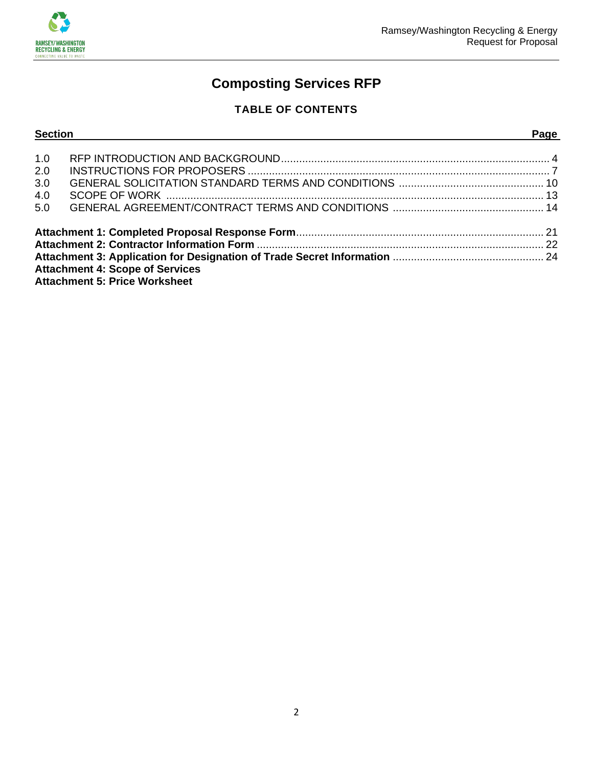# Composting Services RFP

## TABLE OF CONTENTS

| Section | | Page |
|---|---|---|
| 1.0 | RFP INTRODUCTION AND BACKGROUND | 4 |
| 2.0 | INSTRUCTIONS FOR PROPOSERS | 7 |
| 3.0 | GENERAL SOLICITATION STANDARD TERMS AND CONDITIONS | 10 |
| 4.0 | SCOPE OF WORK | 13 |
| 5.0 | GENERAL AGREEMENT/CONTRACT TERMS AND CONDITIONS | 14 |

**Attachment 1: Completed Proposal Response Form** ........ 21
**Attachment 2: Contractor Information Form** ........ 22
**Attachment 3: Application for Designation of Trade Secret Information** ........ 24
**Attachment 4: Scope of Services**
**Attachment 5: Price Worksheet**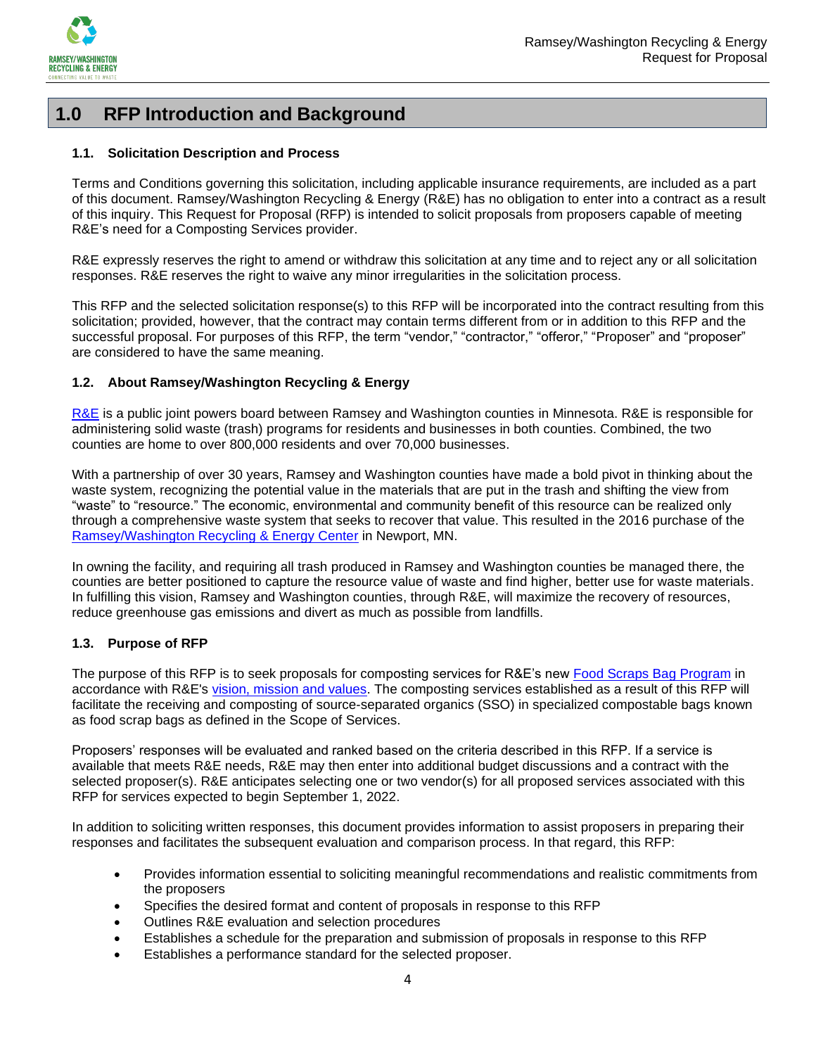# 1.0 RFP Introduction and Background

### 1.1. Solicitation Description and Process

Terms and Conditions governing this solicitation, including applicable insurance requirements, are included as a part of this document. Ramsey/Washington Recycling & Energy (R&E) has no obligation to enter into a contract as a result of this inquiry. This Request for Proposal (RFP) is intended to solicit proposals from proposers capable of meeting R&E's need for a Composting Services provider.

R&E expressly reserves the right to amend or withdraw this solicitation at any time and to reject any or all solicitation responses. R&E reserves the right to waive any minor irregularities in the solicitation process.

This RFP and the selected solicitation response(s) to this RFP will be incorporated into the contract resulting from this solicitation; provided, however, that the contract may contain terms different from or in addition to this RFP and the successful proposal. For purposes of this RFP, the term "vendor," "contractor," "offeror," "Proposer" and "proposer" are considered to have the same meaning.

### 1.2. About Ramsey/Washington Recycling & Energy

R&E is a public joint powers board between Ramsey and Washington counties in Minnesota. R&E is responsible for administering solid waste (trash) programs for residents and businesses in both counties. Combined, the two counties are home to over 800,000 residents and over 70,000 businesses.

With a partnership of over 30 years, Ramsey and Washington counties have made a bold pivot in thinking about the waste system, recognizing the potential value in the materials that are put in the trash and shifting the view from "waste" to "resource." The economic, environmental and community benefit of this resource can be realized only through a comprehensive waste system that seeks to recover that value. This resulted in the 2016 purchase of the Ramsey/Washington Recycling & Energy Center in Newport, MN.

In owning the facility, and requiring all trash produced in Ramsey and Washington counties be managed there, the counties are better positioned to capture the resource value of waste and find higher, better use for waste materials. In fulfilling this vision, Ramsey and Washington counties, through R&E, will maximize the recovery of resources, reduce greenhouse gas emissions and divert as much as possible from landfills.

### 1.3. Purpose of RFP

The purpose of this RFP is to seek proposals for composting services for R&E's new Food Scraps Bag Program in accordance with R&E's vision, mission and values. The composting services established as a result of this RFP will facilitate the receiving and composting of source-separated organics (SSO) in specialized compostable bags known as food scrap bags as defined in the Scope of Services.

Proposers' responses will be evaluated and ranked based on the criteria described in this RFP. If a service is available that meets R&E needs, R&E may then enter into additional budget discussions and a contract with the selected proposer(s). R&E anticipates selecting one or two vendor(s) for all proposed services associated with this RFP for services expected to begin September 1, 2022.

In addition to soliciting written responses, this document provides information to assist proposers in preparing their responses and facilitates the subsequent evaluation and comparison process. In that regard, this RFP:

- Provides information essential to soliciting meaningful recommendations and realistic commitments from the proposers
- Specifies the desired format and content of proposals in response to this RFP
- Outlines R&E evaluation and selection procedures
- Establishes a schedule for the preparation and submission of proposals in response to this RFP
- Establishes a performance standard for the selected proposer.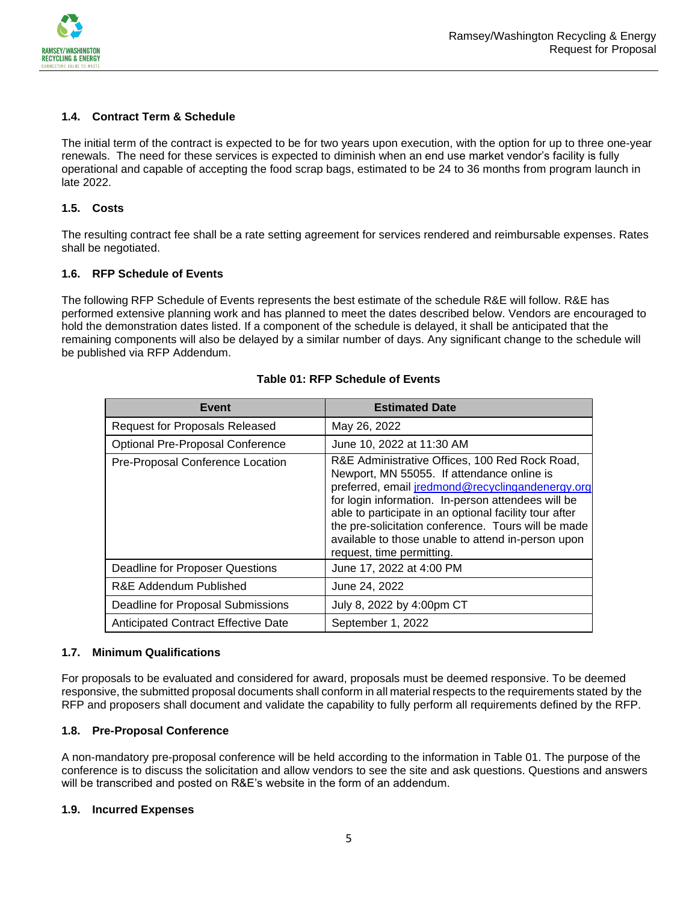### 1.4. Contract Term & Schedule

The initial term of the contract is expected to be for two years upon execution, with the option for up to three one-year renewals. The need for these services is expected to diminish when an end use market vendor's facility is fully operational and capable of accepting the food scrap bags, estimated to be 24 to 36 months from program launch in late 2022.

### 1.5. Costs

The resulting contract fee shall be a rate setting agreement for services rendered and reimbursable expenses. Rates shall be negotiated.

### 1.6. RFP Schedule of Events

The following RFP Schedule of Events represents the best estimate of the schedule R&E will follow. R&E has performed extensive planning work and has planned to meet the dates described below. Vendors are encouraged to hold the demonstration dates listed. If a component of the schedule is delayed, it shall be anticipated that the remaining components will also be delayed by a similar number of days. Any significant change to the schedule will be published via RFP Addendum.

**Table 01: RFP Schedule of Events**

| Event | Estimated Date |
|---|---|
| Request for Proposals Released | May 26, 2022 |
| Optional Pre-Proposal Conference | June 10, 2022 at 11:30 AM |
| Pre-Proposal Conference Location | R&E Administrative Offices, 100 Red Rock Road, Newport, MN 55055. If attendance online is preferred, email jredmond@recyclingandenergy.org for login information. In-person attendees will be able to participate in an optional facility tour after the pre-solicitation conference. Tours will be made available to those unable to attend in-person upon request, time permitting. |
| Deadline for Proposer Questions | June 17, 2022 at 4:00 PM |
| R&E Addendum Published | June 24, 2022 |
| Deadline for Proposal Submissions | July 8, 2022 by 4:00pm CT |
| Anticipated Contract Effective Date | September 1, 2022 |

### 1.7. Minimum Qualifications

For proposals to be evaluated and considered for award, proposals must be deemed responsive. To be deemed responsive, the submitted proposal documents shall conform in all material respects to the requirements stated by the RFP and proposers shall document and validate the capability to fully perform all requirements defined by the RFP.

### 1.8. Pre-Proposal Conference

A non-mandatory pre-proposal conference will be held according to the information in Table 01. The purpose of the conference is to discuss the solicitation and allow vendors to see the site and ask questions. Questions and answers will be transcribed and posted on R&E's website in the form of an addendum.

### 1.9. Incurred Expenses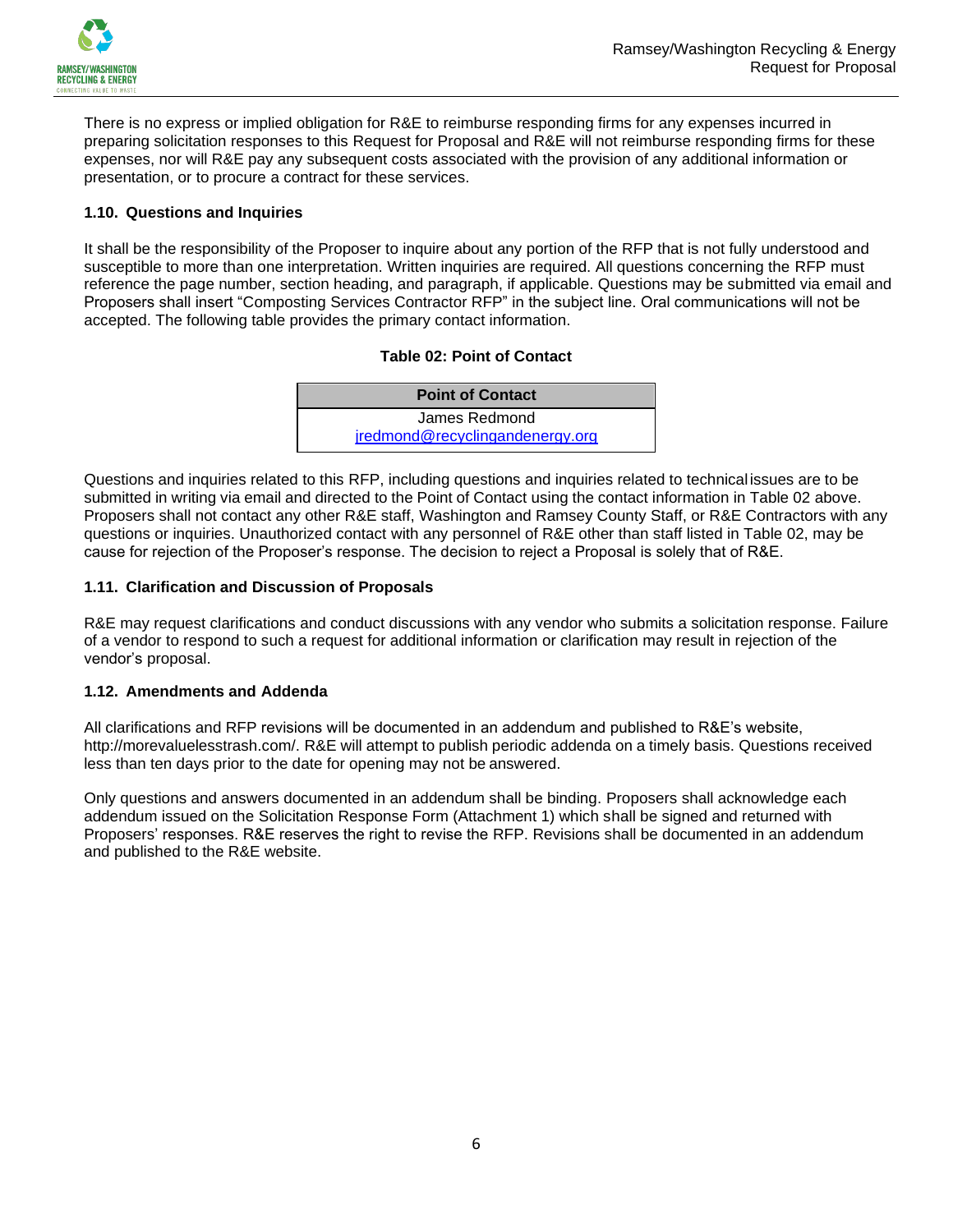There is no express or implied obligation for R&E to reimburse responding firms for any expenses incurred in preparing solicitation responses to this Request for Proposal and R&E will not reimburse responding firms for these expenses, nor will R&E pay any subsequent costs associated with the provision of any additional information or presentation, or to procure a contract for these services.

### 1.10. Questions and Inquiries

It shall be the responsibility of the Proposer to inquire about any portion of the RFP that is not fully understood and susceptible to more than one interpretation. Written inquiries are required. All questions concerning the RFP must reference the page number, section heading, and paragraph, if applicable. Questions may be submitted via email and Proposers shall insert "Composting Services Contractor RFP" in the subject line. Oral communications will not be accepted. The following table provides the primary contact information.

**Table 02: Point of Contact**

| Point of Contact |
|---|
| James Redmond<br>jredmond@recyclingandenergy.org |

Questions and inquiries related to this RFP, including questions and inquiries related to technical issues are to be submitted in writing via email and directed to the Point of Contact using the contact information in Table 02 above. Proposers shall not contact any other R&E staff, Washington and Ramsey County Staff, or R&E Contractors with any questions or inquiries. Unauthorized contact with any personnel of R&E other than staff listed in Table 02, may be cause for rejection of the Proposer's response. The decision to reject a Proposal is solely that of R&E.

### 1.11. Clarification and Discussion of Proposals

R&E may request clarifications and conduct discussions with any vendor who submits a solicitation response. Failure of a vendor to respond to such a request for additional information or clarification may result in rejection of the vendor's proposal.

### 1.12. Amendments and Addenda

All clarifications and RFP revisions will be documented in an addendum and published to R&E's website, http://morevaluelesstrash.com/. R&E will attempt to publish periodic addenda on a timely basis. Questions received less than ten days prior to the date for opening may not be answered.

Only questions and answers documented in an addendum shall be binding. Proposers shall acknowledge each addendum issued on the Solicitation Response Form (Attachment 1) which shall be signed and returned with Proposers' responses. R&E reserves the right to revise the RFP. Revisions shall be documented in an addendum and published to the R&E website.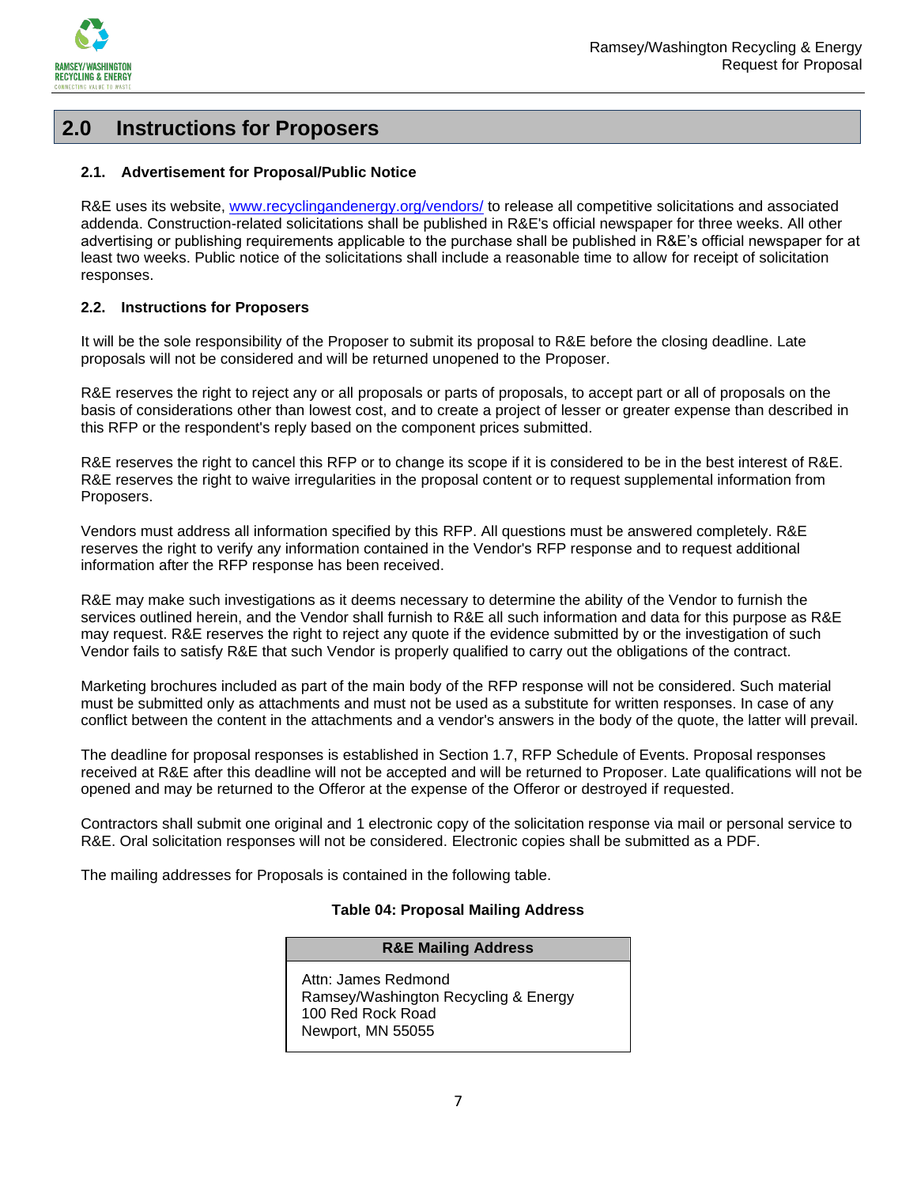## 2.0 Instructions for Proposers

### 2.1. Advertisement for Proposal/Public Notice

R&E uses its website, www.recyclingandenergy.org/vendors/ to release all competitive solicitations and associated addenda. Construction-related solicitations shall be published in R&E's official newspaper for three weeks. All other advertising or publishing requirements applicable to the purchase shall be published in R&E's official newspaper for at least two weeks. Public notice of the solicitations shall include a reasonable time to allow for receipt of solicitation responses.

### 2.2. Instructions for Proposers

It will be the sole responsibility of the Proposer to submit its proposal to R&E before the closing deadline. Late proposals will not be considered and will be returned unopened to the Proposer.

R&E reserves the right to reject any or all proposals or parts of proposals, to accept part or all of proposals on the basis of considerations other than lowest cost, and to create a project of lesser or greater expense than described in this RFP or the respondent's reply based on the component prices submitted.

R&E reserves the right to cancel this RFP or to change its scope if it is considered to be in the best interest of R&E. R&E reserves the right to waive irregularities in the proposal content or to request supplemental information from Proposers.

Vendors must address all information specified by this RFP. All questions must be answered completely. R&E reserves the right to verify any information contained in the Vendor's RFP response and to request additional information after the RFP response has been received.

R&E may make such investigations as it deems necessary to determine the ability of the Vendor to furnish the services outlined herein, and the Vendor shall furnish to R&E all such information and data for this purpose as R&E may request. R&E reserves the right to reject any quote if the evidence submitted by or the investigation of such Vendor fails to satisfy R&E that such Vendor is properly qualified to carry out the obligations of the contract.

Marketing brochures included as part of the main body of the RFP response will not be considered. Such material must be submitted only as attachments and must not be used as a substitute for written responses. In case of any conflict between the content in the attachments and a vendor's answers in the body of the quote, the latter will prevail.

The deadline for proposal responses is established in Section 1.7, RFP Schedule of Events. Proposal responses received at R&E after this deadline will not be accepted and will be returned to Proposer. Late qualifications will not be opened and may be returned to the Offeror at the expense of the Offeror or destroyed if requested.

Contractors shall submit one original and 1 electronic copy of the solicitation response via mail or personal service to R&E. Oral solicitation responses will not be considered. Electronic copies shall be submitted as a PDF.

The mailing addresses for Proposals is contained in the following table.

**Table 04: Proposal Mailing Address**

| R&E Mailing Address |
|---|
| Attn: James Redmond<br>Ramsey/Washington Recycling & Energy<br>100 Red Rock Road<br>Newport, MN 55055 |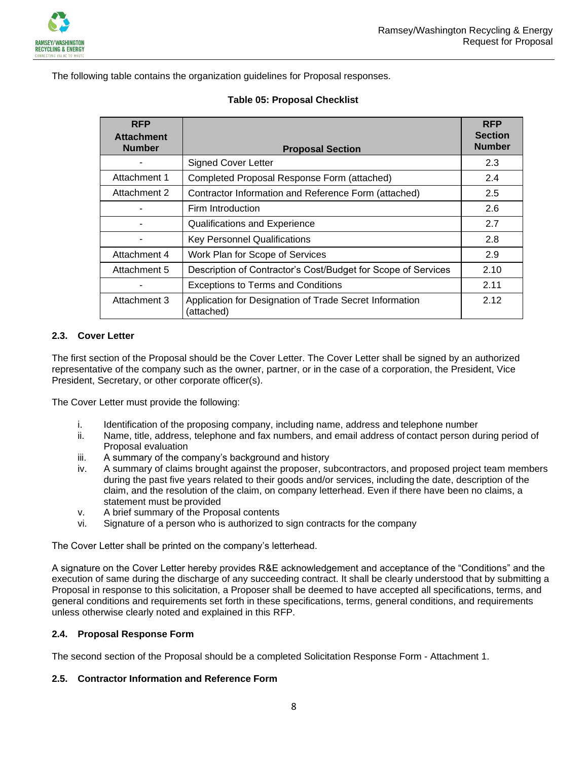The following table contains the organization guidelines for Proposal responses.

**Table 05: Proposal Checklist**

| RFP Attachment Number | Proposal Section | RFP Section Number |
|---|---|---|
| - | Signed Cover Letter | 2.3 |
| Attachment 1 | Completed Proposal Response Form (attached) | 2.4 |
| Attachment 2 | Contractor Information and Reference Form (attached) | 2.5 |
| - | Firm Introduction | 2.6 |
| - | Qualifications and Experience | 2.7 |
| - | Key Personnel Qualifications | 2.8 |
| Attachment 4 | Work Plan for Scope of Services | 2.9 |
| Attachment 5 | Description of Contractor's Cost/Budget for Scope of Services | 2.10 |
| - | Exceptions to Terms and Conditions | 2.11 |
| Attachment 3 | Application for Designation of Trade Secret Information (attached) | 2.12 |

### 2.3. Cover Letter

The first section of the Proposal should be the Cover Letter. The Cover Letter shall be signed by an authorized representative of the company such as the owner, partner, or in the case of a corporation, the President, Vice President, Secretary, or other corporate officer(s).

The Cover Letter must provide the following:

i. Identification of the proposing company, including name, address and telephone number
ii. Name, title, address, telephone and fax numbers, and email address of contact person during period of Proposal evaluation
iii. A summary of the company's background and history
iv. A summary of claims brought against the proposer, subcontractors, and proposed project team members during the past five years related to their goods and/or services, including the date, description of the claim, and the resolution of the claim, on company letterhead. Even if there have been no claims, a statement must be provided
v. A brief summary of the Proposal contents
vi. Signature of a person who is authorized to sign contracts for the company

The Cover Letter shall be printed on the company's letterhead.

A signature on the Cover Letter hereby provides R&E acknowledgement and acceptance of the "Conditions" and the execution of same during the discharge of any succeeding contract. It shall be clearly understood that by submitting a Proposal in response to this solicitation, a Proposer shall be deemed to have accepted all specifications, terms, and general conditions and requirements set forth in these specifications, terms, general conditions, and requirements unless otherwise clearly noted and explained in this RFP.

### 2.4. Proposal Response Form

The second section of the Proposal should be a completed Solicitation Response Form - Attachment 1.

### 2.5. Contractor Information and Reference Form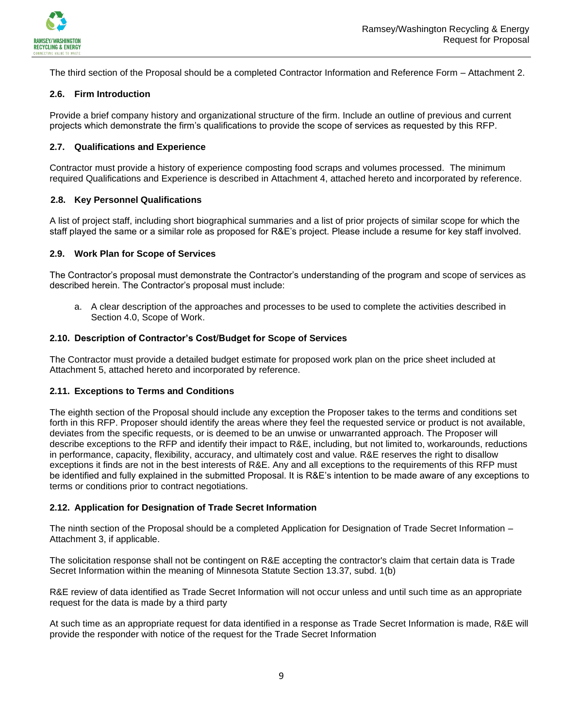The third section of the Proposal should be a completed Contractor Information and Reference Form – Attachment 2.

### 2.6. Firm Introduction

Provide a brief company history and organizational structure of the firm. Include an outline of previous and current projects which demonstrate the firm's qualifications to provide the scope of services as requested by this RFP.

### 2.7. Qualifications and Experience

Contractor must provide a history of experience composting food scraps and volumes processed. The minimum required Qualifications and Experience is described in Attachment 4, attached hereto and incorporated by reference.

### 2.8. Key Personnel Qualifications

A list of project staff, including short biographical summaries and a list of prior projects of similar scope for which the staff played the same or a similar role as proposed for R&E's project. Please include a resume for key staff involved.

### 2.9. Work Plan for Scope of Services

The Contractor's proposal must demonstrate the Contractor's understanding of the program and scope of services as described herein. The Contractor's proposal must include:

a. A clear description of the approaches and processes to be used to complete the activities described in Section 4.0, Scope of Work.

### 2.10. Description of Contractor's Cost/Budget for Scope of Services

The Contractor must provide a detailed budget estimate for proposed work plan on the price sheet included at Attachment 5, attached hereto and incorporated by reference.

### 2.11. Exceptions to Terms and Conditions

The eighth section of the Proposal should include any exception the Proposer takes to the terms and conditions set forth in this RFP. Proposer should identify the areas where they feel the requested service or product is not available, deviates from the specific requests, or is deemed to be an unwise or unwarranted approach. The Proposer will describe exceptions to the RFP and identify their impact to R&E, including, but not limited to, workarounds, reductions in performance, capacity, flexibility, accuracy, and ultimately cost and value. R&E reserves the right to disallow exceptions it finds are not in the best interests of R&E. Any and all exceptions to the requirements of this RFP must be identified and fully explained in the submitted Proposal. It is R&E's intention to be made aware of any exceptions to terms or conditions prior to contract negotiations.

### 2.12. Application for Designation of Trade Secret Information

The ninth section of the Proposal should be a completed Application for Designation of Trade Secret Information – Attachment 3, if applicable.

The solicitation response shall not be contingent on R&E accepting the contractor's claim that certain data is Trade Secret Information within the meaning of Minnesota Statute Section 13.37, subd. 1(b)

R&E review of data identified as Trade Secret Information will not occur unless and until such time as an appropriate request for the data is made by a third party

At such time as an appropriate request for data identified in a response as Trade Secret Information is made, R&E will provide the responder with notice of the request for the Trade Secret Information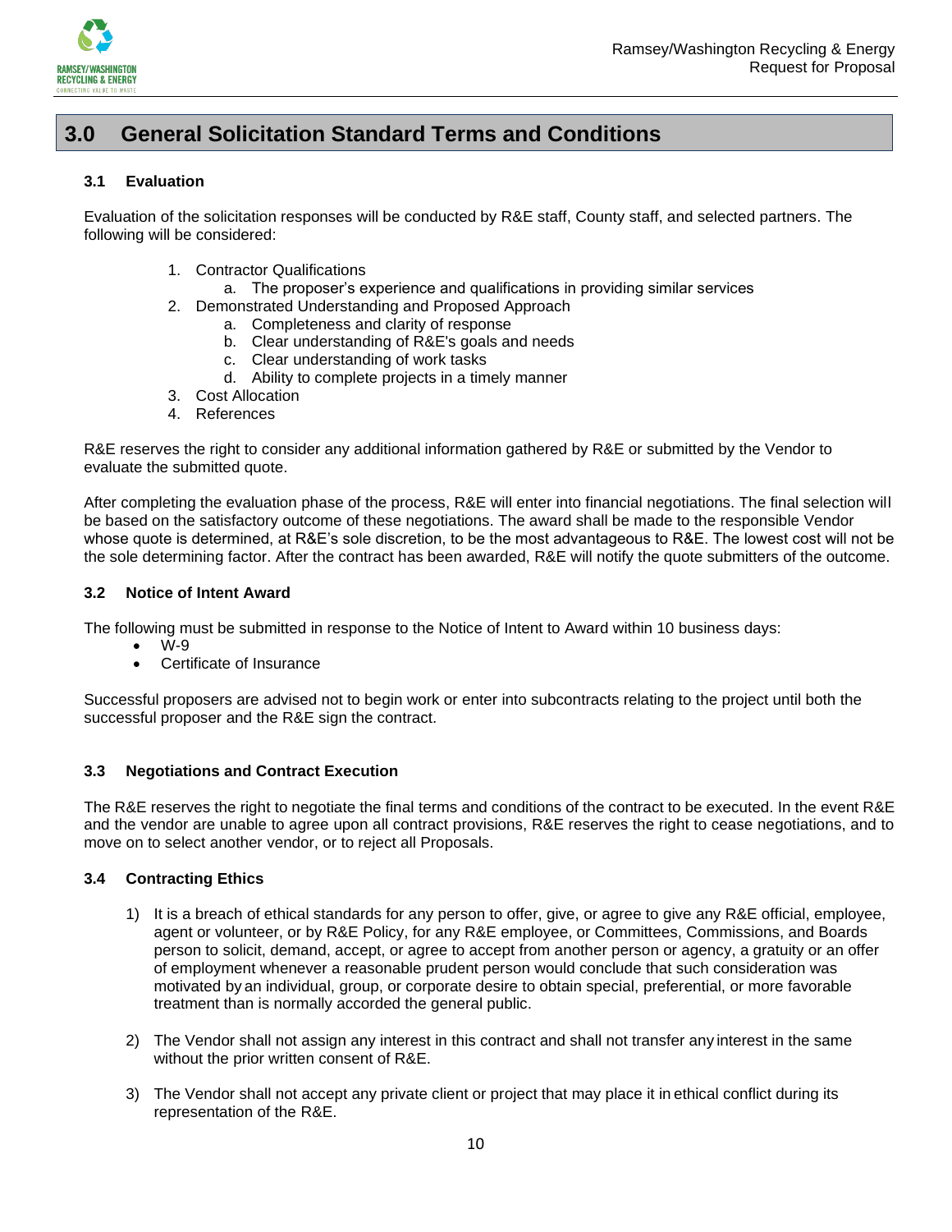## 3.0 General Solicitation Standard Terms and Conditions

### 3.1 Evaluation

Evaluation of the solicitation responses will be conducted by R&E staff, County staff, and selected partners. The following will be considered:

1. Contractor Qualifications
   a. The proposer's experience and qualifications in providing similar services
2. Demonstrated Understanding and Proposed Approach
   a. Completeness and clarity of response
   b. Clear understanding of R&E's goals and needs
   c. Clear understanding of work tasks
   d. Ability to complete projects in a timely manner
3. Cost Allocation
4. References

R&E reserves the right to consider any additional information gathered by R&E or submitted by the Vendor to evaluate the submitted quote.

After completing the evaluation phase of the process, R&E will enter into financial negotiations. The final selection will be based on the satisfactory outcome of these negotiations. The award shall be made to the responsible Vendor whose quote is determined, at R&E's sole discretion, to be the most advantageous to R&E. The lowest cost will not be the sole determining factor. After the contract has been awarded, R&E will notify the quote submitters of the outcome.

### 3.2 Notice of Intent Award

The following must be submitted in response to the Notice of Intent to Award within 10 business days:

- W-9
- Certificate of Insurance

Successful proposers are advised not to begin work or enter into subcontracts relating to the project until both the successful proposer and the R&E sign the contract.

### 3.3 Negotiations and Contract Execution

The R&E reserves the right to negotiate the final terms and conditions of the contract to be executed. In the event R&E and the vendor are unable to agree upon all contract provisions, R&E reserves the right to cease negotiations, and to move on to select another vendor, or to reject all Proposals.

### 3.4 Contracting Ethics

1) It is a breach of ethical standards for any person to offer, give, or agree to give any R&E official, employee, agent or volunteer, or by R&E Policy, for any R&E employee, or Committees, Commissions, and Boards person to solicit, demand, accept, or agree to accept from another person or agency, a gratuity or an offer of employment whenever a reasonable prudent person would conclude that such consideration was motivated by an individual, group, or corporate desire to obtain special, preferential, or more favorable treatment than is normally accorded the general public.

2) The Vendor shall not assign any interest in this contract and shall not transfer any interest in the same without the prior written consent of R&E.

3) The Vendor shall not accept any private client or project that may place it in ethical conflict during its representation of the R&E.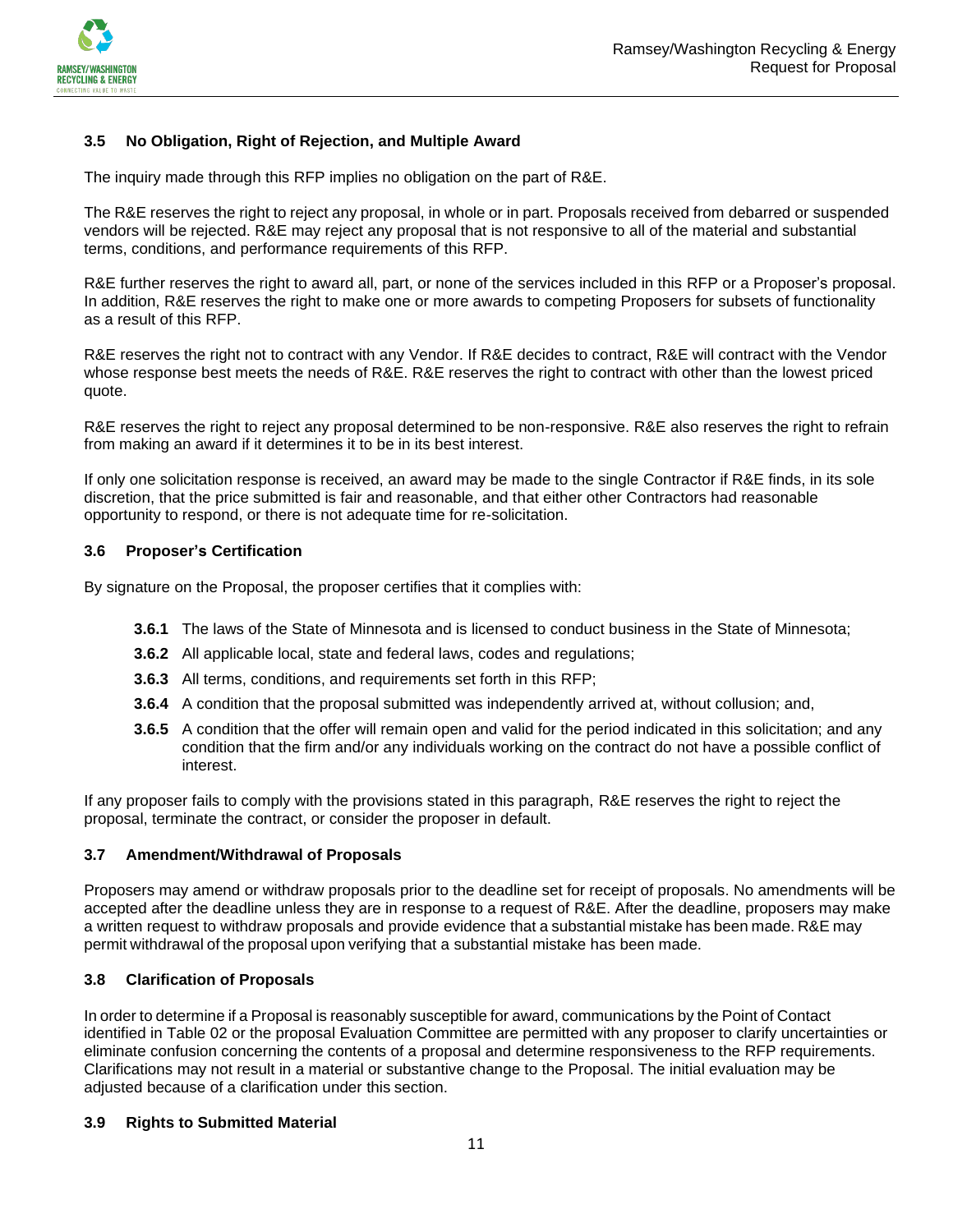### 3.5 No Obligation, Right of Rejection, and Multiple Award

The inquiry made through this RFP implies no obligation on the part of R&E.

The R&E reserves the right to reject any proposal, in whole or in part. Proposals received from debarred or suspended vendors will be rejected. R&E may reject any proposal that is not responsive to all of the material and substantial terms, conditions, and performance requirements of this RFP.

R&E further reserves the right to award all, part, or none of the services included in this RFP or a Proposer's proposal. In addition, R&E reserves the right to make one or more awards to competing Proposers for subsets of functionality as a result of this RFP.

R&E reserves the right not to contract with any Vendor. If R&E decides to contract, R&E will contract with the Vendor whose response best meets the needs of R&E. R&E reserves the right to contract with other than the lowest priced quote.

R&E reserves the right to reject any proposal determined to be non-responsive. R&E also reserves the right to refrain from making an award if it determines it to be in its best interest.

If only one solicitation response is received, an award may be made to the single Contractor if R&E finds, in its sole discretion, that the price submitted is fair and reasonable, and that either other Contractors had reasonable opportunity to respond, or there is not adequate time for re-solicitation.

### 3.6 Proposer's Certification

By signature on the Proposal, the proposer certifies that it complies with:

- **3.6.1** The laws of the State of Minnesota and is licensed to conduct business in the State of Minnesota;
- **3.6.2** All applicable local, state and federal laws, codes and regulations;
- **3.6.3** All terms, conditions, and requirements set forth in this RFP;
- **3.6.4** A condition that the proposal submitted was independently arrived at, without collusion; and,
- **3.6.5** A condition that the offer will remain open and valid for the period indicated in this solicitation; and any condition that the firm and/or any individuals working on the contract do not have a possible conflict of interest.

If any proposer fails to comply with the provisions stated in this paragraph, R&E reserves the right to reject the proposal, terminate the contract, or consider the proposer in default.

### 3.7 Amendment/Withdrawal of Proposals

Proposers may amend or withdraw proposals prior to the deadline set for receipt of proposals. No amendments will be accepted after the deadline unless they are in response to a request of R&E. After the deadline, proposers may make a written request to withdraw proposals and provide evidence that a substantial mistake has been made. R&E may permit withdrawal of the proposal upon verifying that a substantial mistake has been made.

### 3.8 Clarification of Proposals

In order to determine if a Proposal is reasonably susceptible for award, communications by the Point of Contact identified in Table 02 or the proposal Evaluation Committee are permitted with any proposer to clarify uncertainties or eliminate confusion concerning the contents of a proposal and determine responsiveness to the RFP requirements. Clarifications may not result in a material or substantive change to the Proposal. The initial evaluation may be adjusted because of a clarification under this section.

### 3.9 Rights to Submitted Material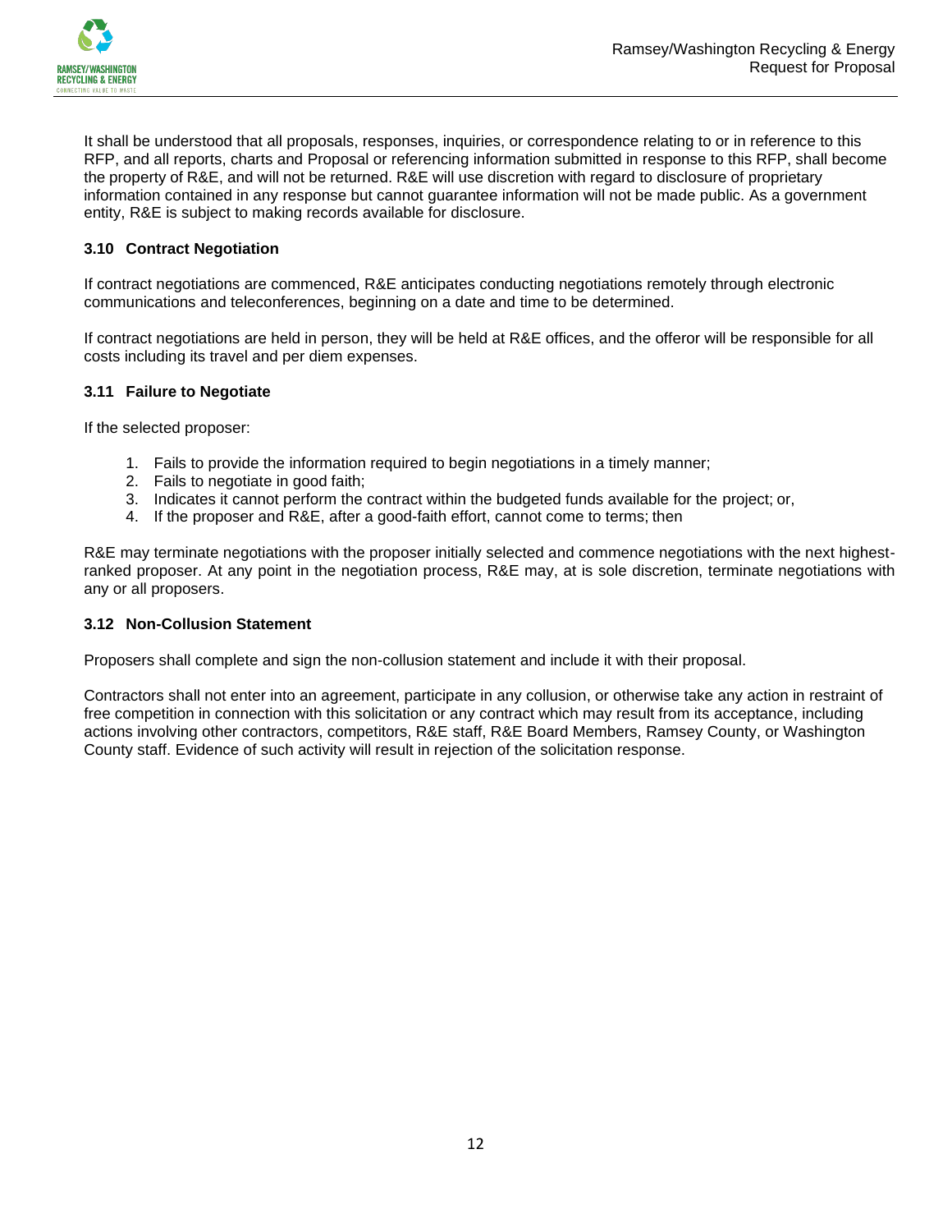It shall be understood that all proposals, responses, inquiries, or correspondence relating to or in reference to this RFP, and all reports, charts and Proposal or referencing information submitted in response to this RFP, shall become the property of R&E, and will not be returned. R&E will use discretion with regard to disclosure of proprietary information contained in any response but cannot guarantee information will not be made public. As a government entity, R&E is subject to making records available for disclosure.

### 3.10 Contract Negotiation

If contract negotiations are commenced, R&E anticipates conducting negotiations remotely through electronic communications and teleconferences, beginning on a date and time to be determined.

If contract negotiations are held in person, they will be held at R&E offices, and the offeror will be responsible for all costs including its travel and per diem expenses.

### 3.11 Failure to Negotiate

If the selected proposer:

1. Fails to provide the information required to begin negotiations in a timely manner;
2. Fails to negotiate in good faith;
3. Indicates it cannot perform the contract within the budgeted funds available for the project; or,
4. If the proposer and R&E, after a good-faith effort, cannot come to terms; then

R&E may terminate negotiations with the proposer initially selected and commence negotiations with the next highest-ranked proposer. At any point in the negotiation process, R&E may, at is sole discretion, terminate negotiations with any or all proposers.

### 3.12 Non-Collusion Statement

Proposers shall complete and sign the non-collusion statement and include it with their proposal.

Contractors shall not enter into an agreement, participate in any collusion, or otherwise take any action in restraint of free competition in connection with this solicitation or any contract which may result from its acceptance, including actions involving other contractors, competitors, R&E staff, R&E Board Members, Ramsey County, or Washington County staff. Evidence of such activity will result in rejection of the solicitation response.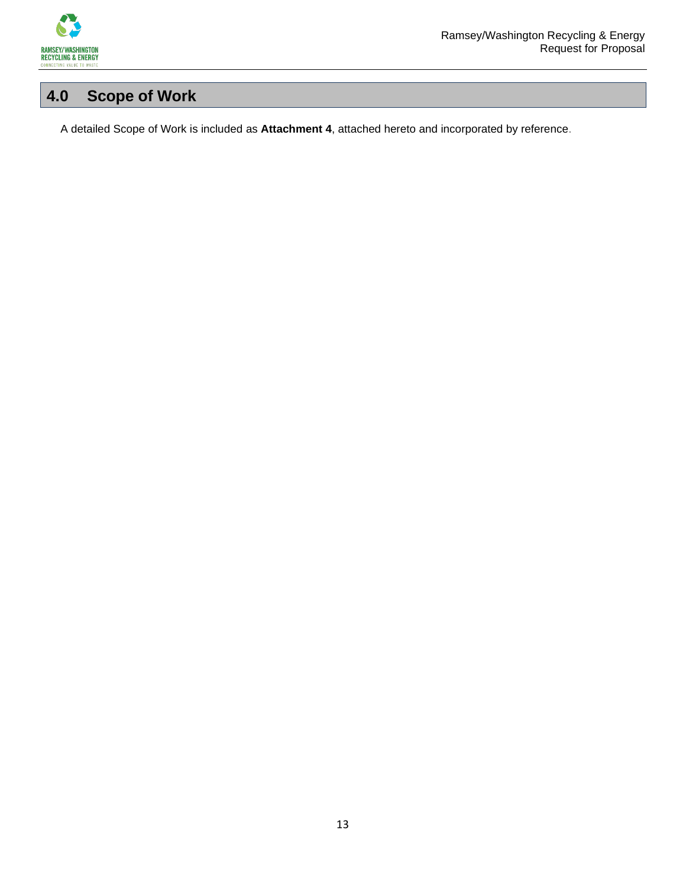## 4.0 Scope of Work

A detailed Scope of Work is included as **Attachment 4**, attached hereto and incorporated by reference.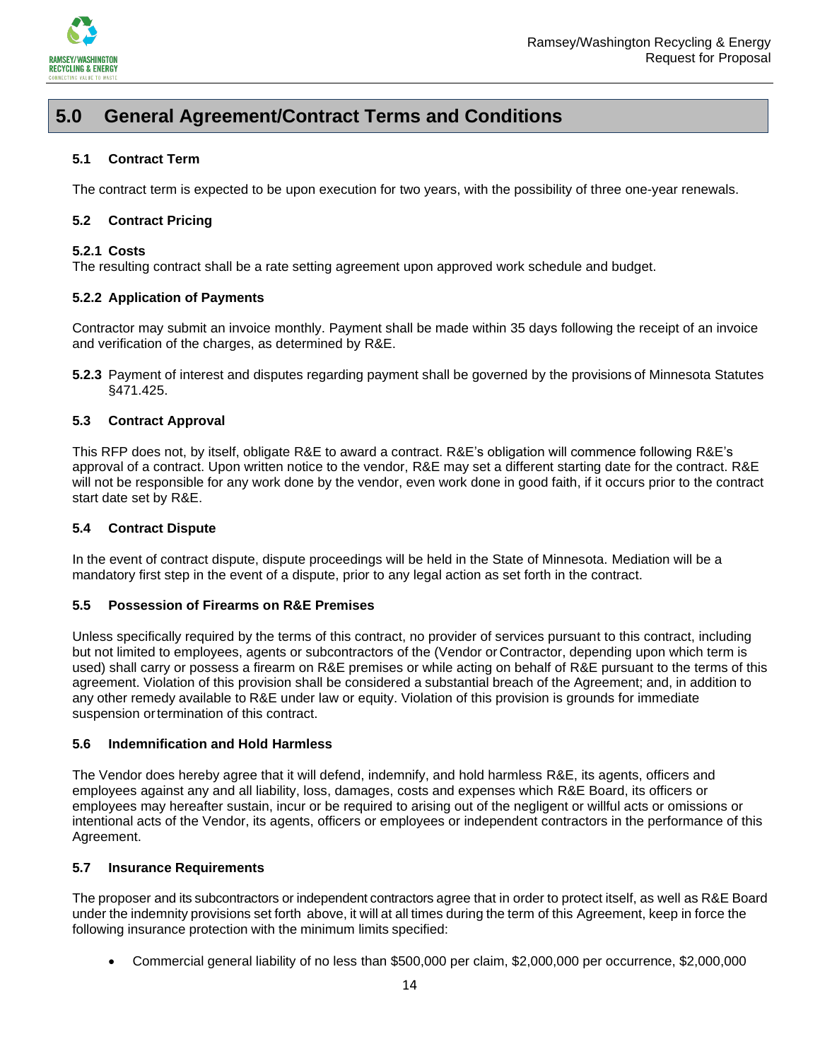## 5.0 General Agreement/Contract Terms and Conditions

### 5.1 Contract Term

The contract term is expected to be upon execution for two years, with the possibility of three one-year renewals.

### 5.2 Contract Pricing

#### 5.2.1 Costs

The resulting contract shall be a rate setting agreement upon approved work schedule and budget.

#### 5.2.2 Application of Payments

Contractor may submit an invoice monthly. Payment shall be made within 35 days following the receipt of an invoice and verification of the charges, as determined by R&E.

**5.2.3** Payment of interest and disputes regarding payment shall be governed by the provisions of Minnesota Statutes §471.425.

### 5.3 Contract Approval

This RFP does not, by itself, obligate R&E to award a contract. R&E's obligation will commence following R&E's approval of a contract. Upon written notice to the vendor, R&E may set a different starting date for the contract. R&E will not be responsible for any work done by the vendor, even work done in good faith, if it occurs prior to the contract start date set by R&E.

### 5.4 Contract Dispute

In the event of contract dispute, dispute proceedings will be held in the State of Minnesota. Mediation will be a mandatory first step in the event of a dispute, prior to any legal action as set forth in the contract.

### 5.5 Possession of Firearms on R&E Premises

Unless specifically required by the terms of this contract, no provider of services pursuant to this contract, including but not limited to employees, agents or subcontractors of the (Vendor or Contractor, depending upon which term is used) shall carry or possess a firearm on R&E premises or while acting on behalf of R&E pursuant to the terms of this agreement. Violation of this provision shall be considered a substantial breach of the Agreement; and, in addition to any other remedy available to R&E under law or equity. Violation of this provision is grounds for immediate suspension or termination of this contract.

### 5.6 Indemnification and Hold Harmless

The Vendor does hereby agree that it will defend, indemnify, and hold harmless R&E, its agents, officers and employees against any and all liability, loss, damages, costs and expenses which R&E Board, its officers or employees may hereafter sustain, incur or be required to arising out of the negligent or willful acts or omissions or intentional acts of the Vendor, its agents, officers or employees or independent contractors in the performance of this Agreement.

### 5.7 Insurance Requirements

The proposer and its subcontractors or independent contractors agree that in order to protect itself, as well as R&E Board under the indemnity provisions set forth above, it will at all times during the term of this Agreement, keep in force the following insurance protection with the minimum limits specified:

- Commercial general liability of no less than $500,000 per claim, $2,000,000 per occurrence, $2,000,000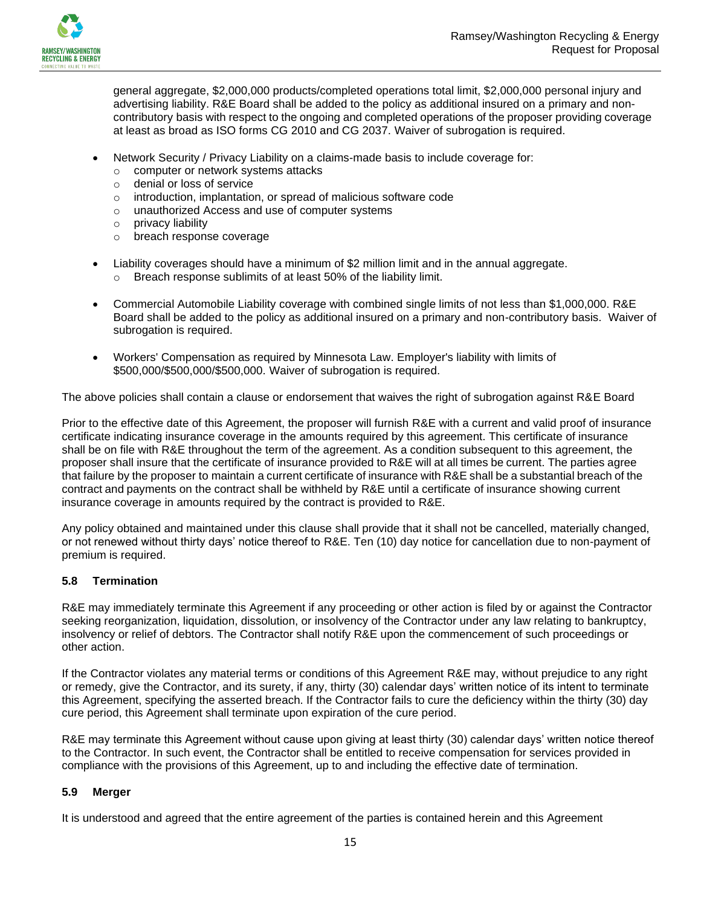general aggregate, $2,000,000 products/completed operations total limit, $2,000,000 personal injury and advertising liability. R&E Board shall be added to the policy as additional insured on a primary and non-contributory basis with respect to the ongoing and completed operations of the proposer providing coverage at least as broad as ISO forms CG 2010 and CG 2037. Waiver of subrogation is required.

- Network Security / Privacy Liability on a claims-made basis to include coverage for:
  - computer or network systems attacks
  - denial or loss of service
  - introduction, implantation, or spread of malicious software code
  - unauthorized Access and use of computer systems
  - privacy liability
  - breach response coverage
- Liability coverages should have a minimum of $2 million limit and in the annual aggregate.
  - Breach response sublimits of at least 50% of the liability limit.
- Commercial Automobile Liability coverage with combined single limits of not less than $1,000,000. R&E Board shall be added to the policy as additional insured on a primary and non-contributory basis. Waiver of subrogation is required.
- Workers' Compensation as required by Minnesota Law. Employer's liability with limits of $500,000/$500,000/$500,000. Waiver of subrogation is required.

The above policies shall contain a clause or endorsement that waives the right of subrogation against R&E Board

Prior to the effective date of this Agreement, the proposer will furnish R&E with a current and valid proof of insurance certificate indicating insurance coverage in the amounts required by this agreement. This certificate of insurance shall be on file with R&E throughout the term of the agreement. As a condition subsequent to this agreement, the proposer shall insure that the certificate of insurance provided to R&E will at all times be current. The parties agree that failure by the proposer to maintain a current certificate of insurance with R&E shall be a substantial breach of the contract and payments on the contract shall be withheld by R&E until a certificate of insurance showing current insurance coverage in amounts required by the contract is provided to R&E.

Any policy obtained and maintained under this clause shall provide that it shall not be cancelled, materially changed, or not renewed without thirty days' notice thereof to R&E. Ten (10) day notice for cancellation due to non-payment of premium is required.

### 5.8 Termination

R&E may immediately terminate this Agreement if any proceeding or other action is filed by or against the Contractor seeking reorganization, liquidation, dissolution, or insolvency of the Contractor under any law relating to bankruptcy, insolvency or relief of debtors. The Contractor shall notify R&E upon the commencement of such proceedings or other action.

If the Contractor violates any material terms or conditions of this Agreement R&E may, without prejudice to any right or remedy, give the Contractor, and its surety, if any, thirty (30) calendar days' written notice of its intent to terminate this Agreement, specifying the asserted breach. If the Contractor fails to cure the deficiency within the thirty (30) day cure period, this Agreement shall terminate upon expiration of the cure period.

R&E may terminate this Agreement without cause upon giving at least thirty (30) calendar days' written notice thereof to the Contractor. In such event, the Contractor shall be entitled to receive compensation for services provided in compliance with the provisions of this Agreement, up to and including the effective date of termination.

### 5.9 Merger

It is understood and agreed that the entire agreement of the parties is contained herein and this Agreement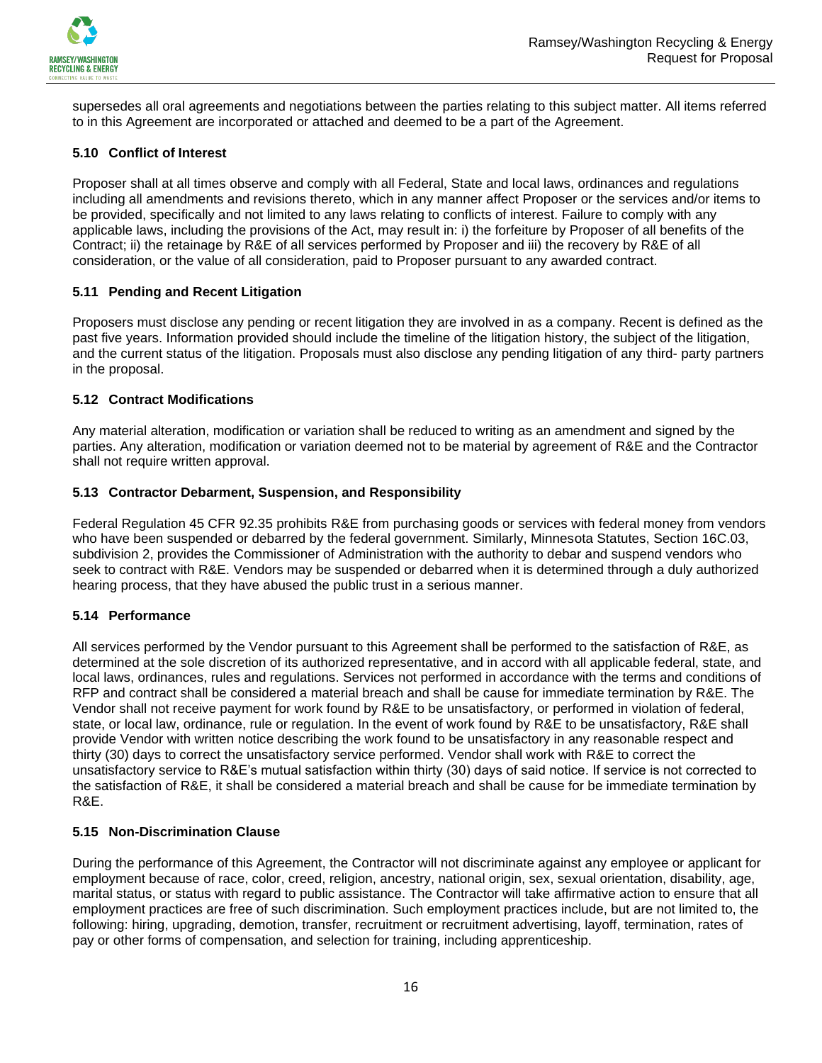supersedes all oral agreements and negotiations between the parties relating to this subject matter. All items referred to in this Agreement are incorporated or attached and deemed to be a part of the Agreement.

### 5.10 Conflict of Interest

Proposer shall at all times observe and comply with all Federal, State and local laws, ordinances and regulations including all amendments and revisions thereto, which in any manner affect Proposer or the services and/or items to be provided, specifically and not limited to any laws relating to conflicts of interest. Failure to comply with any applicable laws, including the provisions of the Act, may result in: i) the forfeiture by Proposer of all benefits of the Contract; ii) the retainage by R&E of all services performed by Proposer and iii) the recovery by R&E of all consideration, or the value of all consideration, paid to Proposer pursuant to any awarded contract.

### 5.11 Pending and Recent Litigation

Proposers must disclose any pending or recent litigation they are involved in as a company. Recent is defined as the past five years. Information provided should include the timeline of the litigation history, the subject of the litigation, and the current status of the litigation. Proposals must also disclose any pending litigation of any third- party partners in the proposal.

### 5.12 Contract Modifications

Any material alteration, modification or variation shall be reduced to writing as an amendment and signed by the parties. Any alteration, modification or variation deemed not to be material by agreement of R&E and the Contractor shall not require written approval.

### 5.13 Contractor Debarment, Suspension, and Responsibility

Federal Regulation 45 CFR 92.35 prohibits R&E from purchasing goods or services with federal money from vendors who have been suspended or debarred by the federal government. Similarly, Minnesota Statutes, Section 16C.03, subdivision 2, provides the Commissioner of Administration with the authority to debar and suspend vendors who seek to contract with R&E. Vendors may be suspended or debarred when it is determined through a duly authorized hearing process, that they have abused the public trust in a serious manner.

### 5.14 Performance

All services performed by the Vendor pursuant to this Agreement shall be performed to the satisfaction of R&E, as determined at the sole discretion of its authorized representative, and in accord with all applicable federal, state, and local laws, ordinances, rules and regulations. Services not performed in accordance with the terms and conditions of RFP and contract shall be considered a material breach and shall be cause for immediate termination by R&E. The Vendor shall not receive payment for work found by R&E to be unsatisfactory, or performed in violation of federal, state, or local law, ordinance, rule or regulation. In the event of work found by R&E to be unsatisfactory, R&E shall provide Vendor with written notice describing the work found to be unsatisfactory in any reasonable respect and thirty (30) days to correct the unsatisfactory service performed. Vendor shall work with R&E to correct the unsatisfactory service to R&E's mutual satisfaction within thirty (30) days of said notice. If service is not corrected to the satisfaction of R&E, it shall be considered a material breach and shall be cause for be immediate termination by R&E.

### 5.15 Non-Discrimination Clause

During the performance of this Agreement, the Contractor will not discriminate against any employee or applicant for employment because of race, color, creed, religion, ancestry, national origin, sex, sexual orientation, disability, age, marital status, or status with regard to public assistance. The Contractor will take affirmative action to ensure that all employment practices are free of such discrimination. Such employment practices include, but are not limited to, the following: hiring, upgrading, demotion, transfer, recruitment or recruitment advertising, layoff, termination, rates of pay or other forms of compensation, and selection for training, including apprenticeship.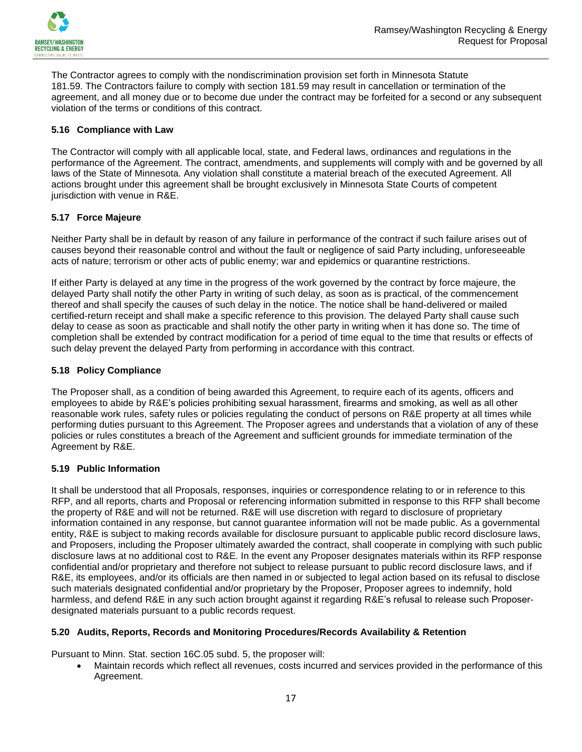The Contractor agrees to comply with the nondiscrimination provision set forth in Minnesota Statute 181.59. The Contractors failure to comply with section 181.59 may result in cancellation or termination of the agreement, and all money due or to become due under the contract may be forfeited for a second or any subsequent violation of the terms or conditions of this contract.

### 5.16 Compliance with Law

The Contractor will comply with all applicable local, state, and Federal laws, ordinances and regulations in the performance of the Agreement. The contract, amendments, and supplements will comply with and be governed by all laws of the State of Minnesota. Any violation shall constitute a material breach of the executed Agreement. All actions brought under this agreement shall be brought exclusively in Minnesota State Courts of competent jurisdiction with venue in R&E.

### 5.17 Force Majeure

Neither Party shall be in default by reason of any failure in performance of the contract if such failure arises out of causes beyond their reasonable control and without the fault or negligence of said Party including, unforeseeable acts of nature; terrorism or other acts of public enemy; war and epidemics or quarantine restrictions.

If either Party is delayed at any time in the progress of the work governed by the contract by force majeure, the delayed Party shall notify the other Party in writing of such delay, as soon as is practical, of the commencement thereof and shall specify the causes of such delay in the notice. The notice shall be hand-delivered or mailed certified-return receipt and shall make a specific reference to this provision. The delayed Party shall cause such delay to cease as soon as practicable and shall notify the other party in writing when it has done so. The time of completion shall be extended by contract modification for a period of time equal to the time that results or effects of such delay prevent the delayed Party from performing in accordance with this contract.

### 5.18 Policy Compliance

The Proposer shall, as a condition of being awarded this Agreement, to require each of its agents, officers and employees to abide by R&E's policies prohibiting sexual harassment, firearms and smoking, as well as all other reasonable work rules, safety rules or policies regulating the conduct of persons on R&E property at all times while performing duties pursuant to this Agreement. The Proposer agrees and understands that a violation of any of these policies or rules constitutes a breach of the Agreement and sufficient grounds for immediate termination of the Agreement by R&E.

### 5.19 Public Information

It shall be understood that all Proposals, responses, inquiries or correspondence relating to or in reference to this RFP, and all reports, charts and Proposal or referencing information submitted in response to this RFP shall become the property of R&E and will not be returned. R&E will use discretion with regard to disclosure of proprietary information contained in any response, but cannot guarantee information will not be made public. As a governmental entity, R&E is subject to making records available for disclosure pursuant to applicable public record disclosure laws, and Proposers, including the Proposer ultimately awarded the contract, shall cooperate in complying with such public disclosure laws at no additional cost to R&E. In the event any Proposer designates materials within its RFP response confidential and/or proprietary and therefore not subject to release pursuant to public record disclosure laws, and if R&E, its employees, and/or its officials are then named in or subjected to legal action based on its refusal to disclose such materials designated confidential and/or proprietary by the Proposer, Proposer agrees to indemnify, hold harmless, and defend R&E in any such action brought against it regarding R&E's refusal to release such Proposer-designated materials pursuant to a public records request.

### 5.20 Audits, Reports, Records and Monitoring Procedures/Records Availability & Retention

Pursuant to Minn. Stat. section 16C.05 subd. 5, the proposer will:

- Maintain records which reflect all revenues, costs incurred and services provided in the performance of this Agreement.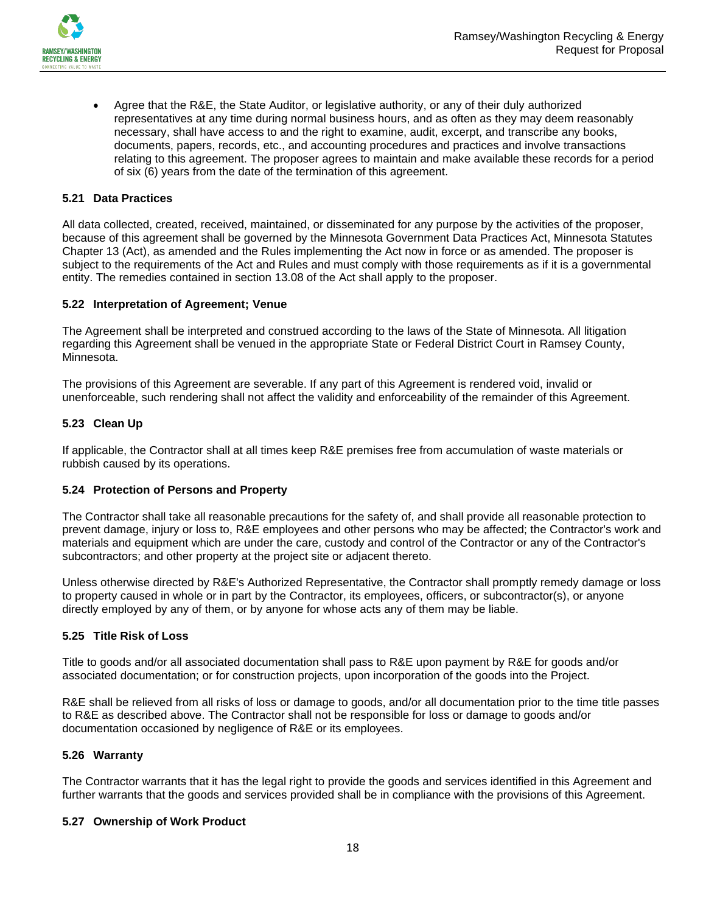- Agree that the R&E, the State Auditor, or legislative authority, or any of their duly authorized representatives at any time during normal business hours, and as often as they may deem reasonably necessary, shall have access to and the right to examine, audit, excerpt, and transcribe any books, documents, papers, records, etc., and accounting procedures and practices and involve transactions relating to this agreement. The proposer agrees to maintain and make available these records for a period of six (6) years from the date of the termination of this agreement.

### 5.21 Data Practices

All data collected, created, received, maintained, or disseminated for any purpose by the activities of the proposer, because of this agreement shall be governed by the Minnesota Government Data Practices Act, Minnesota Statutes Chapter 13 (Act), as amended and the Rules implementing the Act now in force or as amended. The proposer is subject to the requirements of the Act and Rules and must comply with those requirements as if it is a governmental entity. The remedies contained in section 13.08 of the Act shall apply to the proposer.

### 5.22 Interpretation of Agreement; Venue

The Agreement shall be interpreted and construed according to the laws of the State of Minnesota. All litigation regarding this Agreement shall be venued in the appropriate State or Federal District Court in Ramsey County, Minnesota.

The provisions of this Agreement are severable. If any part of this Agreement is rendered void, invalid or unenforceable, such rendering shall not affect the validity and enforceability of the remainder of this Agreement.

### 5.23 Clean Up

If applicable, the Contractor shall at all times keep R&E premises free from accumulation of waste materials or rubbish caused by its operations.

### 5.24 Protection of Persons and Property

The Contractor shall take all reasonable precautions for the safety of, and shall provide all reasonable protection to prevent damage, injury or loss to, R&E employees and other persons who may be affected; the Contractor's work and materials and equipment which are under the care, custody and control of the Contractor or any of the Contractor's subcontractors; and other property at the project site or adjacent thereto.

Unless otherwise directed by R&E's Authorized Representative, the Contractor shall promptly remedy damage or loss to property caused in whole or in part by the Contractor, its employees, officers, or subcontractor(s), or anyone directly employed by any of them, or by anyone for whose acts any of them may be liable.

### 5.25 Title Risk of Loss

Title to goods and/or all associated documentation shall pass to R&E upon payment by R&E for goods and/or associated documentation; or for construction projects, upon incorporation of the goods into the Project.

R&E shall be relieved from all risks of loss or damage to goods, and/or all documentation prior to the time title passes to R&E as described above. The Contractor shall not be responsible for loss or damage to goods and/or documentation occasioned by negligence of R&E or its employees.

### 5.26 Warranty

The Contractor warrants that it has the legal right to provide the goods and services identified in this Agreement and further warrants that the goods and services provided shall be in compliance with the provisions of this Agreement.

### 5.27 Ownership of Work Product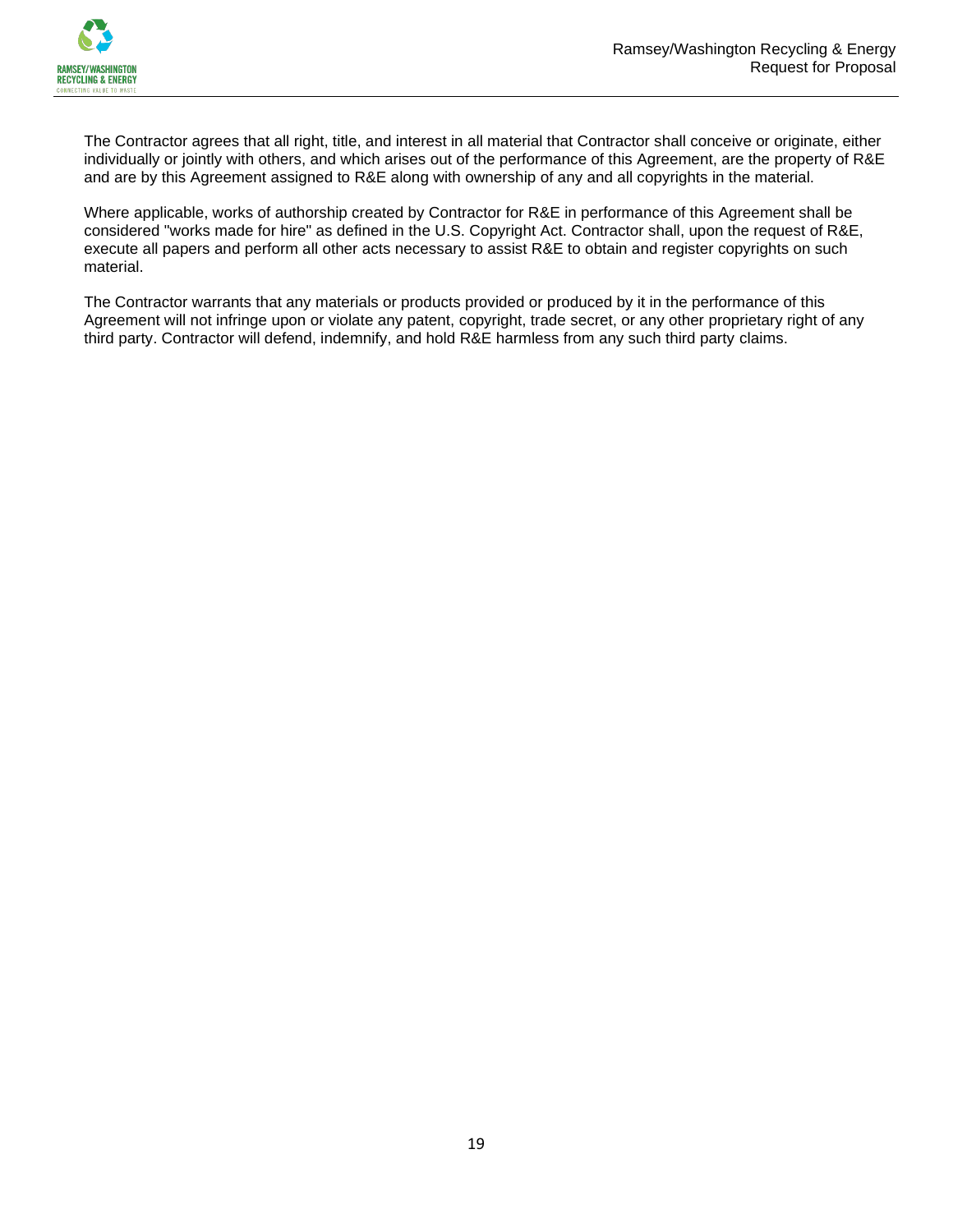The Contractor agrees that all right, title, and interest in all material that Contractor shall conceive or originate, either individually or jointly with others, and which arises out of the performance of this Agreement, are the property of R&E and are by this Agreement assigned to R&E along with ownership of any and all copyrights in the material.

Where applicable, works of authorship created by Contractor for R&E in performance of this Agreement shall be considered "works made for hire" as defined in the U.S. Copyright Act. Contractor shall, upon the request of R&E, execute all papers and perform all other acts necessary to assist R&E to obtain and register copyrights on such material.

The Contractor warrants that any materials or products provided or produced by it in the performance of this Agreement will not infringe upon or violate any patent, copyright, trade secret, or any other proprietary right of any third party. Contractor will defend, indemnify, and hold R&E harmless from any such third party claims.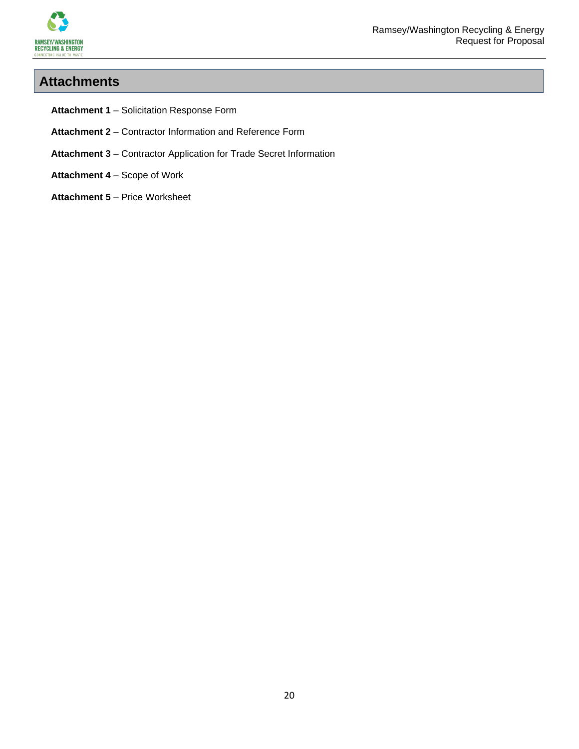# Attachments

**Attachment 1** – Solicitation Response Form

**Attachment 2** – Contractor Information and Reference Form

**Attachment 3** – Contractor Application for Trade Secret Information

**Attachment 4** – Scope of Work

**Attachment 5** – Price Worksheet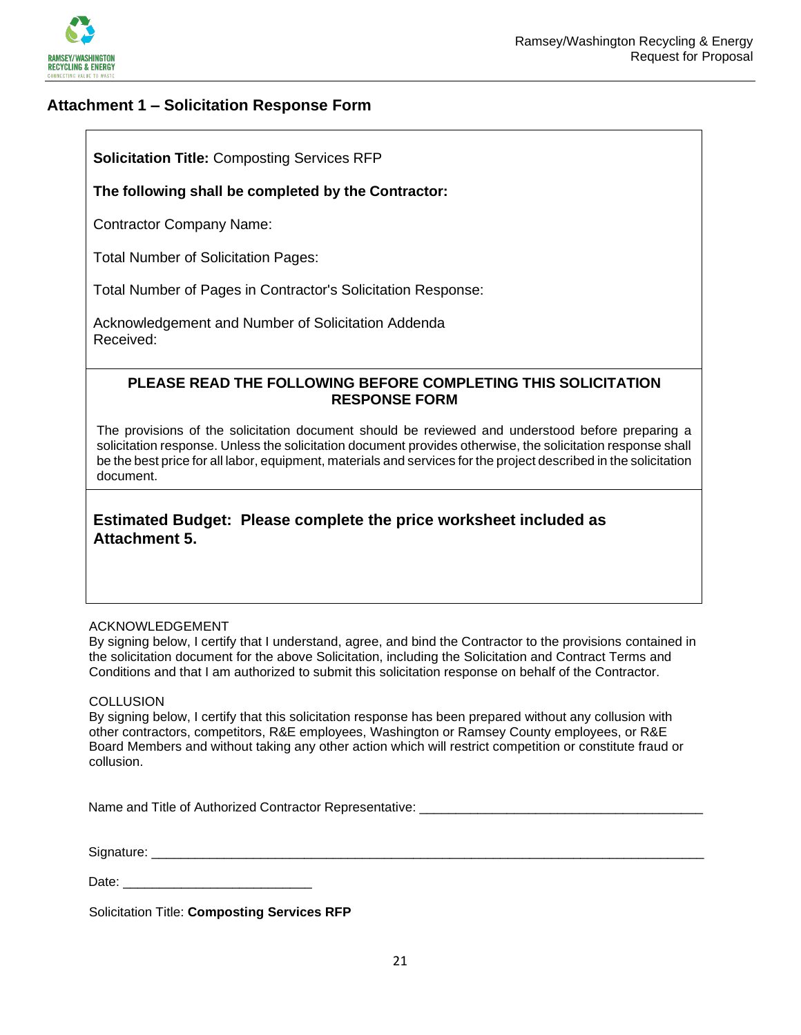## Attachment 1 – Solicitation Response Form

**Solicitation Title:** Composting Services RFP

**The following shall be completed by the Contractor:**

Contractor Company Name:

Total Number of Solicitation Pages:

Total Number of Pages in Contractor's Solicitation Response:

Acknowledgement and Number of Solicitation Addenda Received:

**PLEASE READ THE FOLLOWING BEFORE COMPLETING THIS SOLICITATION RESPONSE FORM**

The provisions of the solicitation document should be reviewed and understood before preparing a solicitation response. Unless the solicitation document provides otherwise, the solicitation response shall be the best price for all labor, equipment, materials and services for the project described in the solicitation document.

**Estimated Budget: Please complete the price worksheet included as Attachment 5.**

ACKNOWLEDGEMENT

By signing below, I certify that I understand, agree, and bind the Contractor to the provisions contained in the solicitation document for the above Solicitation, including the Solicitation and Contract Terms and Conditions and that I am authorized to submit this solicitation response on behalf of the Contractor.

COLLUSION

By signing below, I certify that this solicitation response has been prepared without any collusion with other contractors, competitors, R&E employees, Washington or Ramsey County employees, or R&E Board Members and without taking any other action which will restrict competition or constitute fraud or collusion.

Name and Title of Authorized Contractor Representative: ________________________________________

Signature: ________________________________________________________________________________

Date: ___________________________

Solicitation Title: **Composting Services RFP**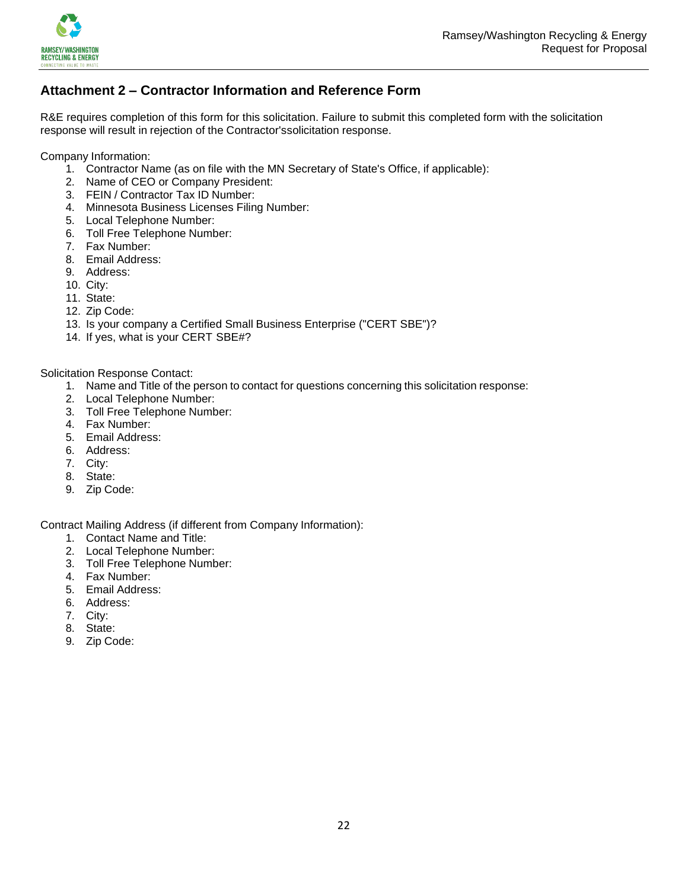## Attachment 2 – Contractor Information and Reference Form

R&E requires completion of this form for this solicitation. Failure to submit this completed form with the solicitation response will result in rejection of the Contractor'ssolicitation response.

Company Information:

1. Contractor Name (as on file with the MN Secretary of State's Office, if applicable):
2. Name of CEO or Company President:
3. FEIN / Contractor Tax ID Number:
4. Minnesota Business Licenses Filing Number:
5. Local Telephone Number:
6. Toll Free Telephone Number:
7. Fax Number:
8. Email Address:
9. Address:
10. City:
11. State:
12. Zip Code:
13. Is your company a Certified Small Business Enterprise ("CERT SBE")?
14. If yes, what is your CERT SBE#?

Solicitation Response Contact:

1. Name and Title of the person to contact for questions concerning this solicitation response:
2. Local Telephone Number:
3. Toll Free Telephone Number:
4. Fax Number:
5. Email Address:
6. Address:
7. City:
8. State:
9. Zip Code:

Contract Mailing Address (if different from Company Information):

1. Contact Name and Title:
2. Local Telephone Number:
3. Toll Free Telephone Number:
4. Fax Number:
5. Email Address:
6. Address:
7. City:
8. State:
9. Zip Code: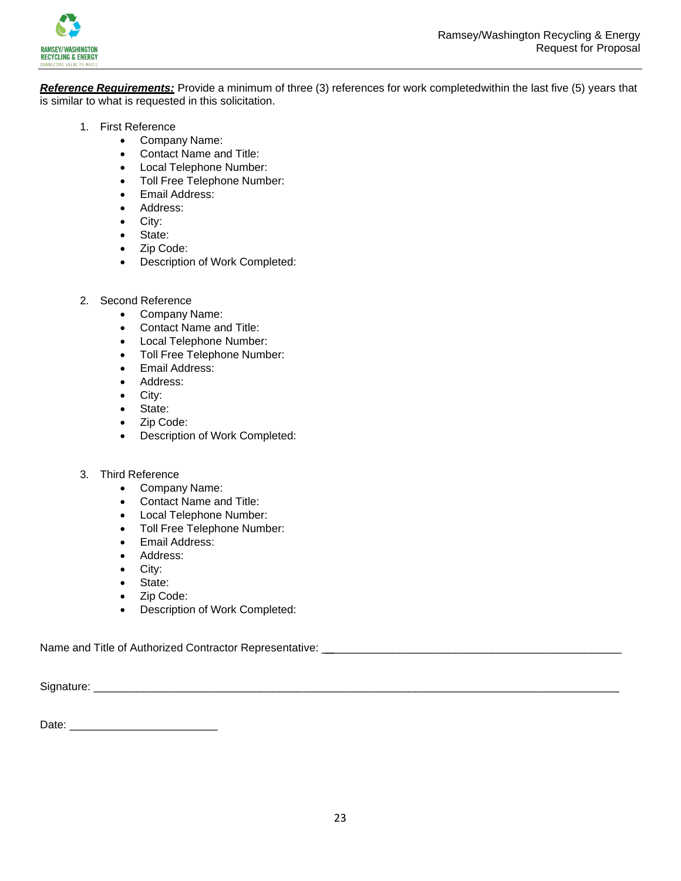***Reference Requirements:*** Provide a minimum of three (3) references for work completedwithin the last five (5) years that is similar to what is requested in this solicitation.

1. First Reference
   - Company Name:
   - Contact Name and Title:
   - Local Telephone Number:
   - Toll Free Telephone Number:
   - Email Address:
   - Address:
   - City:
   - State:
   - Zip Code:
   - Description of Work Completed:

2. Second Reference
   - Company Name:
   - Contact Name and Title:
   - Local Telephone Number:
   - Toll Free Telephone Number:
   - Email Address:
   - Address:
   - City:
   - State:
   - Zip Code:
   - Description of Work Completed:

3. Third Reference
   - Company Name:
   - Contact Name and Title:
   - Local Telephone Number:
   - Toll Free Telephone Number:
   - Email Address:
   - Address:
   - City:
   - State:
   - Zip Code:
   - Description of Work Completed:

Name and Title of Authorized Contractor Representative: ______________________________________________________

Signature: ______________________________________________________________________________________

Date: ________________________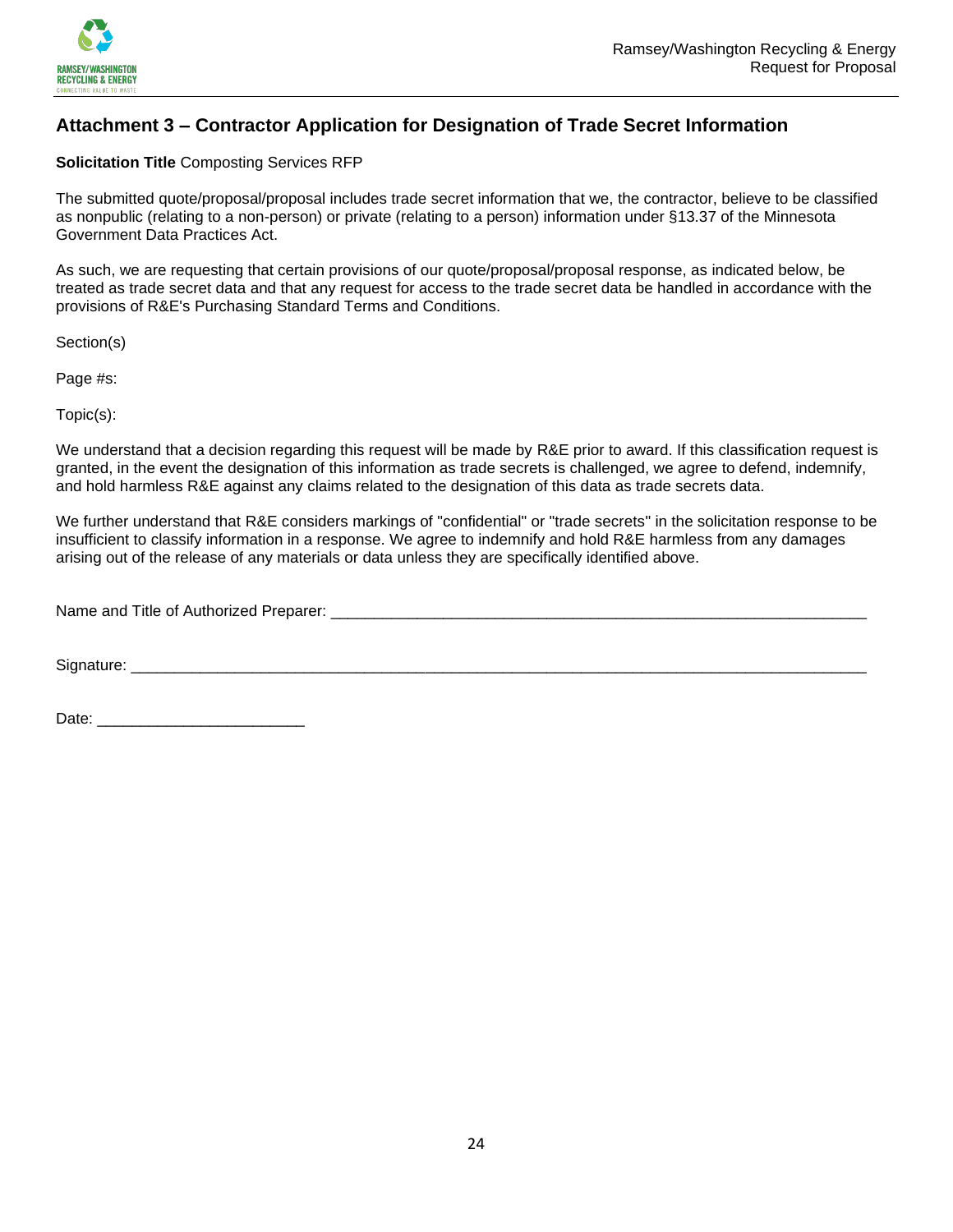## Attachment 3 – Contractor Application for Designation of Trade Secret Information

**Solicitation Title** Composting Services RFP

The submitted quote/proposal/proposal includes trade secret information that we, the contractor, believe to be classified as nonpublic (relating to a non-person) or private (relating to a person) information under §13.37 of the Minnesota Government Data Practices Act.

As such, we are requesting that certain provisions of our quote/proposal/proposal response, as indicated below, be treated as trade secret data and that any request for access to the trade secret data be handled in accordance with the provisions of R&E's Purchasing Standard Terms and Conditions.

Section(s)

Page #s:

Topic(s):

We understand that a decision regarding this request will be made by R&E prior to award. If this classification request is granted, in the event the designation of this information as trade secrets is challenged, we agree to defend, indemnify, and hold harmless R&E against any claims related to the designation of this data as trade secrets data.

We further understand that R&E considers markings of "confidential" or "trade secrets" in the solicitation response to be insufficient to classify information in a response. We agree to indemnify and hold R&E harmless from any damages arising out of the release of any materials or data unless they are specifically identified above.

Name and Title of Authorized Preparer: ______________________________________________________________

Signature: ____________________________________________________________________________________

Date: ________________________